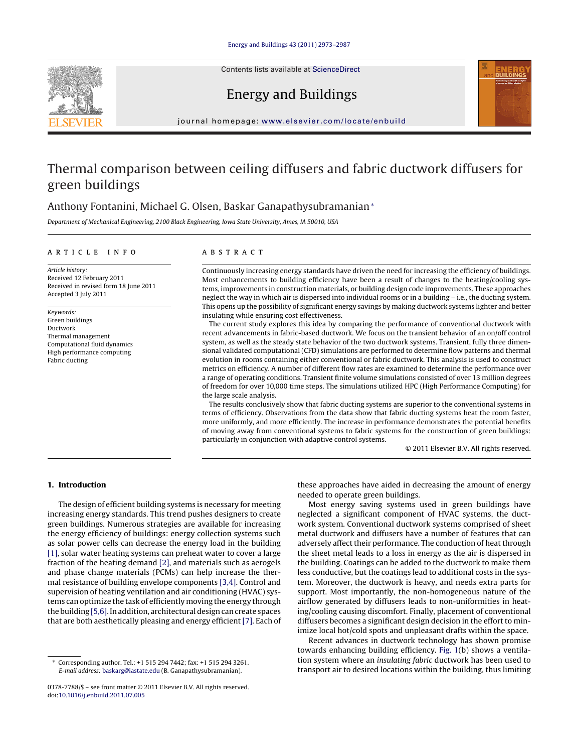# Thermal comparison between ceiling diffusers and fabric ductwork diffusers for green buildings

Anthony Fontanini, Michael G. Olsen, Baskar Ganapathysubramanian*

*Department of Mechanical Engineering, 2100 Black Engineering, Iowa State University, Ames, IA 50010, USA*

## ARTICLE INFO

*Article history:*
Received 12 February 2011
Received in revised form 18 June 2011
Accepted 3 July 2011

*Keywords:*
Green buildings
Ductwork
Thermal management
Computational fluid dynamics
High performance computing
Fabric ducting

## ABSTRACT

Continuously increasing energy standards have driven the need for increasing the efficiency of buildings. Most enhancements to building efficiency have been a result of changes to the heating/cooling systems, improvements in construction materials, or building design code improvements. These approaches neglect the way in which air is dispersed into individual rooms or in a building – i.e., the ducting system. This opens up the possibility of significant energy savings by making ductwork systems lighter and better insulating while ensuring cost effectiveness.

The current study explores this idea by comparing the performance of conventional ductwork with recent advancements in fabric-based ductwork. We focus on the transient behavior of an on/off control system, as well as the steady state behavior of the two ductwork systems. Transient, fully three dimensional validated computational (CFD) simulations are performed to determine flow patterns and thermal evolution in rooms containing either conventional or fabric ductwork. This analysis is used to construct metrics on efficiency. A number of different flow rates are examined to determine the performance over a range of operating conditions. Transient finite volume simulations consisted of over 13 million degrees of freedom for over 10,000 time steps. The simulations utilized HPC (High Performance Computing) for the large scale analysis.

The results conclusively show that fabric ducting systems are superior to the conventional systems in terms of efficiency. Observations from the data show that fabric ducting systems heat the room faster, more uniformly, and more efficiently. The increase in performance demonstrates the potential benefits of moving away from conventional systems to fabric systems for the construction of green buildings: particularly in conjunction with adaptive control systems.

© 2011 Elsevier B.V. All rights reserved.

## 1. Introduction

The design of efficient building systems is necessary for meeting increasing energy standards. This trend pushes designers to create green buildings. Numerous strategies are available for increasing the energy efficiency of buildings: energy collection systems such as solar power cells can decrease the energy load in the building [1], solar water heating systems can preheat water to cover a large fraction of the heating demand [2], and materials such as aerogels and phase change materials (PCMs) can help increase the thermal resistance of building envelope components [3,4]. Control and supervision of heating ventilation and air conditioning (HVAC) systems can optimize the task of efficiently moving the energy through the building [5,6]. In addition, architectural design can create spaces that are both aesthetically pleasing and energy efficient [7]. Each of these approaches have aided in decreasing the amount of energy needed to operate green buildings.

Most energy saving systems used in green buildings have neglected a significant component of HVAC systems, the ductwork system. Conventional ductwork systems comprised of sheet metal ductwork and diffusers have a number of features that can adversely affect their performance. The conduction of heat through the sheet metal leads to a loss in energy as the air is dispersed in the building. Coatings can be added to the ductwork to make them less conductive, but the coatings lead to additional costs in the system. Moreover, the ductwork is heavy, and needs extra parts for support. Most importantly, the non-homogeneous nature of the airflow generated by diffusers leads to non-uniformities in heating/cooling causing discomfort. Finally, placement of conventional diffusers becomes a significant design decision in the effort to minimize local hot/cold spots and unpleasant drafts within the space.

Recent advances in ductwork technology has shown promise towards enhancing building efficiency. Fig. 1(b) shows a ventilation system where an *insulating fabric* ductwork has been used to transport air to desired locations within the building, thus limiting

---

* Corresponding author. Tel.: +1 515 294 7442; fax: +1 515 294 3261.
*E-mail address:* baskarg@iastate.edu (B. Ganapathysubramanian).

0378-7788/$ – see front matter © 2011 Elsevier B.V. All rights reserved.
doi:10.1016/j.enbuild.2011.07.005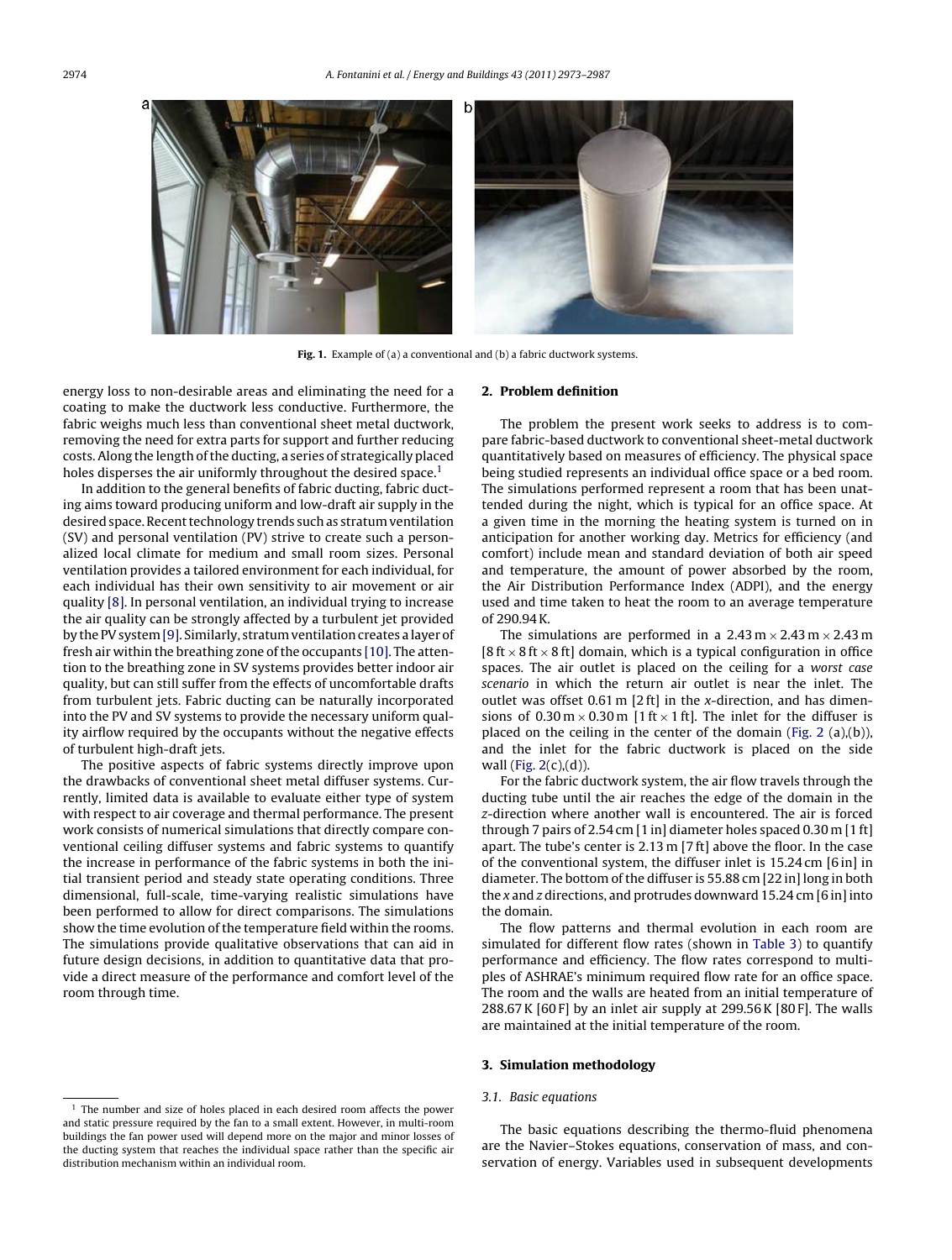**Fig. 1.** Example of (a) a conventional and (b) a fabric ductwork systems.

energy loss to non-desirable areas and eliminating the need for a coating to make the ductwork less conductive. Furthermore, the fabric weighs much less than conventional sheet metal ductwork, removing the need for extra parts for support and further reducing costs. Along the length of the ducting, a series of strategically placed holes disperses the air uniformly throughout the desired space.[1]

In addition to the general benefits of fabric ducting, fabric ducting aims toward producing uniform and low-draft air supply in the desired space. Recent technology trends such as stratum ventilation (SV) and personal ventilation (PV) strive to create such a personalized local climate for medium and small room sizes. Personal ventilation provides a tailored environment for each individual, for each individual has their own sensitivity to air movement or air quality [8]. In personal ventilation, an individual trying to increase the air quality can be strongly affected by a turbulent jet provided by the PV system [9]. Similarly, stratum ventilation creates a layer of fresh air within the breathing zone of the occupants [10]. The attention to the breathing zone in SV systems provides better indoor air quality, but can still suffer from the effects of uncomfortable drafts from turbulent jets. Fabric ducting can be naturally incorporated into the PV and SV systems to provide the necessary uniform quality airflow required by the occupants without the negative effects of turbulent high-draft jets.

The positive aspects of fabric systems directly improve upon the drawbacks of conventional sheet metal diffuser systems. Currently, limited data is available to evaluate either type of system with respect to air coverage and thermal performance. The present work consists of numerical simulations that directly compare conventional ceiling diffuser systems and fabric systems to quantify the increase in performance of the fabric systems in both the initial transient period and steady state operating conditions. Three dimensional, full-scale, time-varying realistic simulations have been performed to allow for direct comparisons. The simulations show the time evolution of the temperature field within the rooms. The simulations provide qualitative observations that can aid in future design decisions, in addition to quantitative data that provide a direct measure of the performance and comfort level of the room through time.

## 2. Problem definition

The problem the present work seeks to address is to compare fabric-based ductwork to conventional sheet-metal ductwork quantitatively based on measures of efficiency. The physical space being studied represents an individual office space or a bed room. The simulations performed represent a room that has been unattended during the night, which is typical for an office space. At a given time in the morning the heating system is turned on in anticipation for another working day. Metrics for efficiency (and comfort) include mean and standard deviation of both air speed and temperature, the amount of power absorbed by the room, the Air Distribution Performance Index (ADPI), and the energy used and time taken to heat the room to an average temperature of 290.94 K.

The simulations are performed in a 2.43 m × 2.43 m × 2.43 m [8 ft × 8 ft × 8 ft] domain, which is a typical configuration in office spaces. The air outlet is placed on the ceiling for a *worst case scenario* in which the return air outlet is near the inlet. The outlet was offset 0.61 m [2 ft] in the *x*-direction, and has dimensions of 0.30 m × 0.30 m [1 ft × 1 ft]. The inlet for the diffuser is placed on the ceiling in the center of the domain (Fig. 2 (a),(b)), and the inlet for the fabric ductwork is placed on the side wall (Fig. 2(c),(d)).

For the fabric ductwork system, the air flow travels through the ducting tube until the air reaches the edge of the domain in the *z*-direction where another wall is encountered. The air is forced through 7 pairs of 2.54 cm [1 in] diameter holes spaced 0.30 m [1 ft] apart. The tube's center is 2.13 m [7 ft] above the floor. In the case of the conventional system, the diffuser inlet is 15.24 cm [6 in] in diameter. The bottom of the diffuser is 55.88 cm [22 in] long in both the *x* and *z* directions, and protrudes downward 15.24 cm [6 in] into the domain.

The flow patterns and thermal evolution in each room are simulated for different flow rates (shown in Table 3) to quantify performance and efficiency. The flow rates correspond to multiples of ASHRAE's minimum required flow rate for an office space. The room and the walls are heated from an initial temperature of 288.67 K [60 F] by an inlet air supply at 299.56 K [80 F]. The walls are maintained at the initial temperature of the room.

## 3. Simulation methodology

### 3.1. Basic equations

The basic equations describing the thermo-fluid phenomena are the Navier–Stokes equations, conservation of mass, and conservation of energy. Variables used in subsequent developments

[1] The number and size of holes placed in each desired room affects the power and static pressure required by the fan to a small extent. However, in multi-room buildings the fan power used will depend more on the major and minor losses of the ducting system that reaches the individual space rather than the specific air distribution mechanism within an individual room.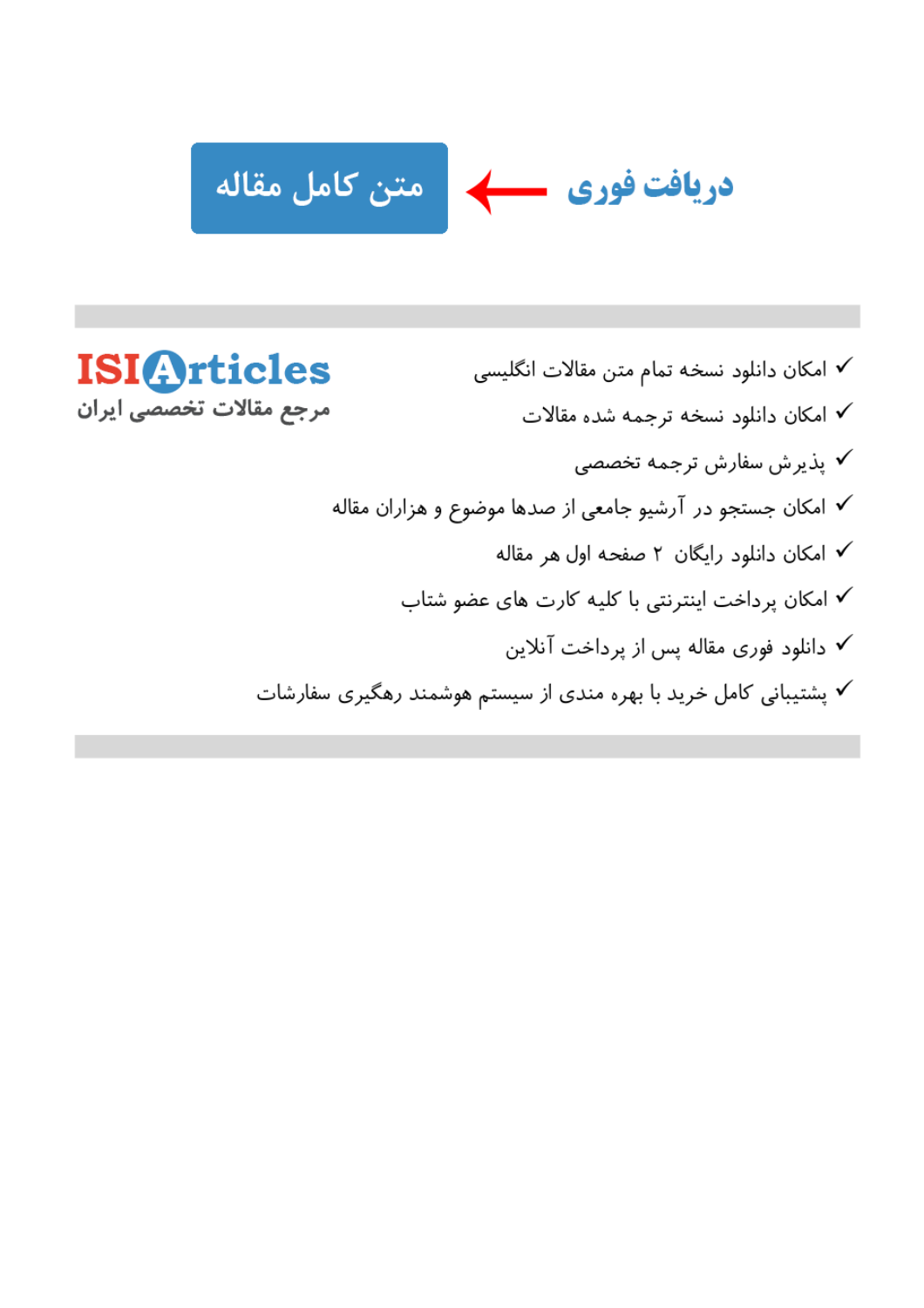دریافت فوری ← **متن کامل مقاله**

**ISIArticles**
مرجع مقالات تخصصی ایران

- ✓ امکان دانلود نسخه تمام متن مقالات انگلیسی
- ✓ امکان دانلود نسخه ترجمه شده مقالات
- ✓ پذیرش سفارش ترجمه تخصصی
- ✓ امکان جستجو در آرشیو جامعی از صدها موضوع و هزاران مقاله
- ✓ امکان دانلود رایگان ۲ صفحه اول هر مقاله
- ✓ امکان پرداخت اینترنتی با کلیه کارت های عضو شتاب
- ✓ دانلود فوری مقاله پس از پرداخت آنلاین
- ✓ پشتیبانی کامل خرید با بهره مندی از سیستم هوشمند رهگیری سفارشات